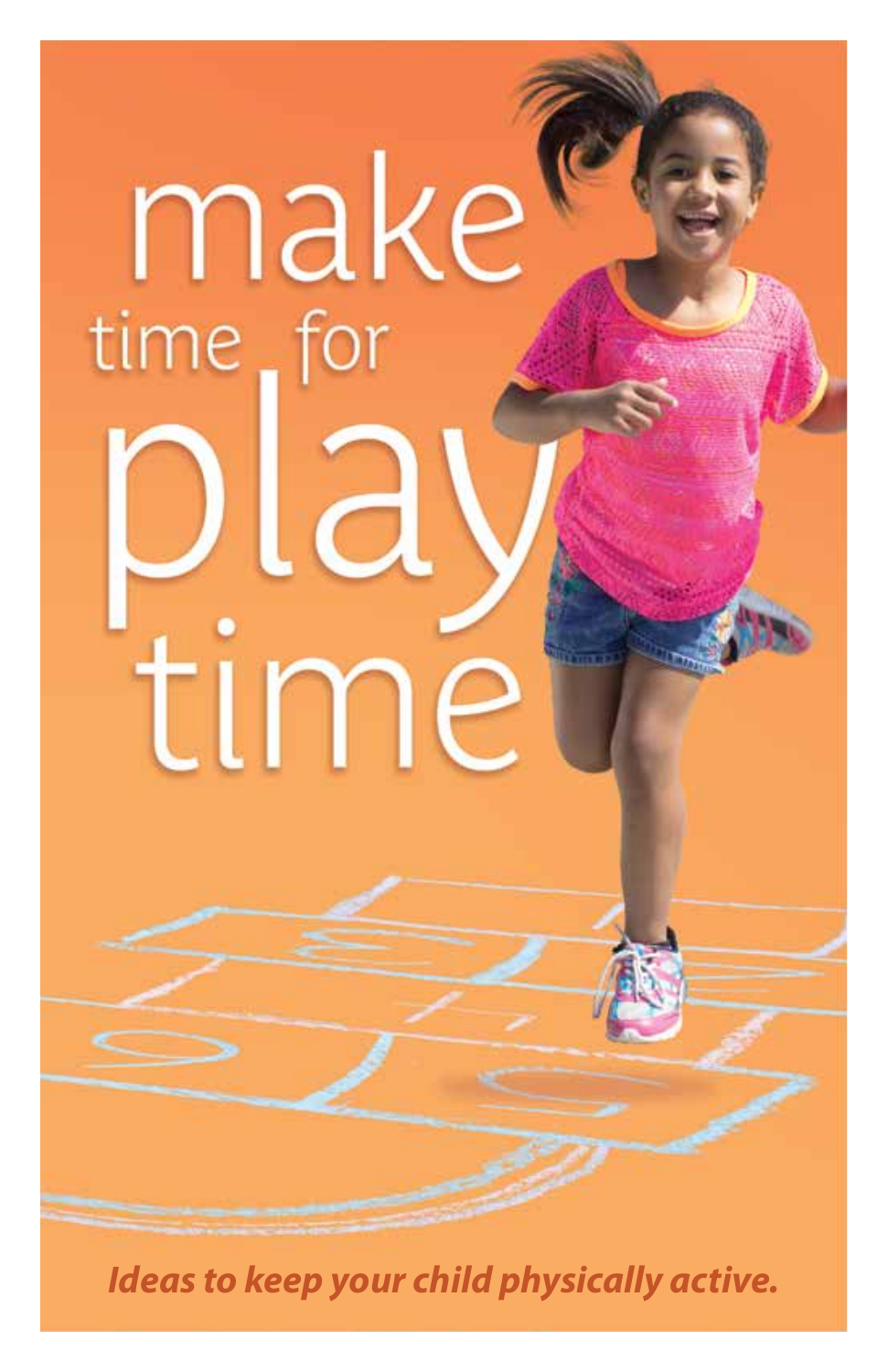# make time for play time

***Ideas to keep your child physically active.***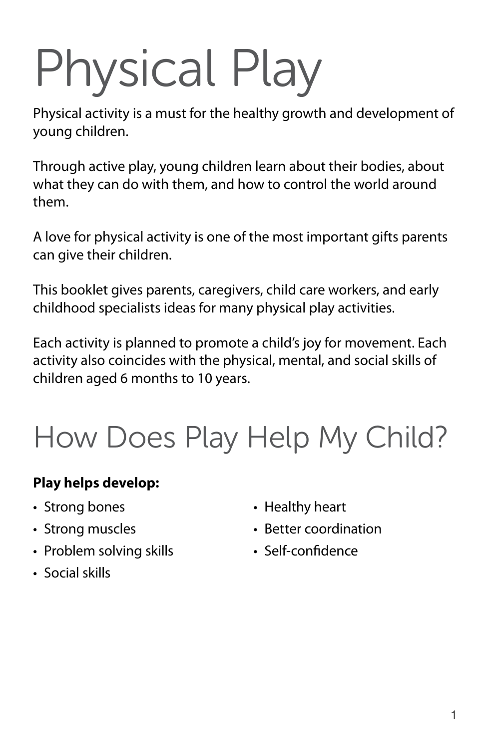# Physical Play

Physical activity is a must for the healthy growth and development of young children.

Through active play, young children learn about their bodies, about what they can do with them, and how to control the world around them.

A love for physical activity is one of the most important gifts parents can give their children.

This booklet gives parents, caregivers, child care workers, and early childhood specialists ideas for many physical play activities.

Each activity is planned to promote a child's joy for movement. Each activity also coincides with the physical, mental, and social skills of children aged 6 months to 10 years.

# How Does Play Help My Child?

**Play helps develop:**

- Strong bones
- Strong muscles
- Problem solving skills
- Social skills
- Healthy heart
- Better coordination
- Self-confidence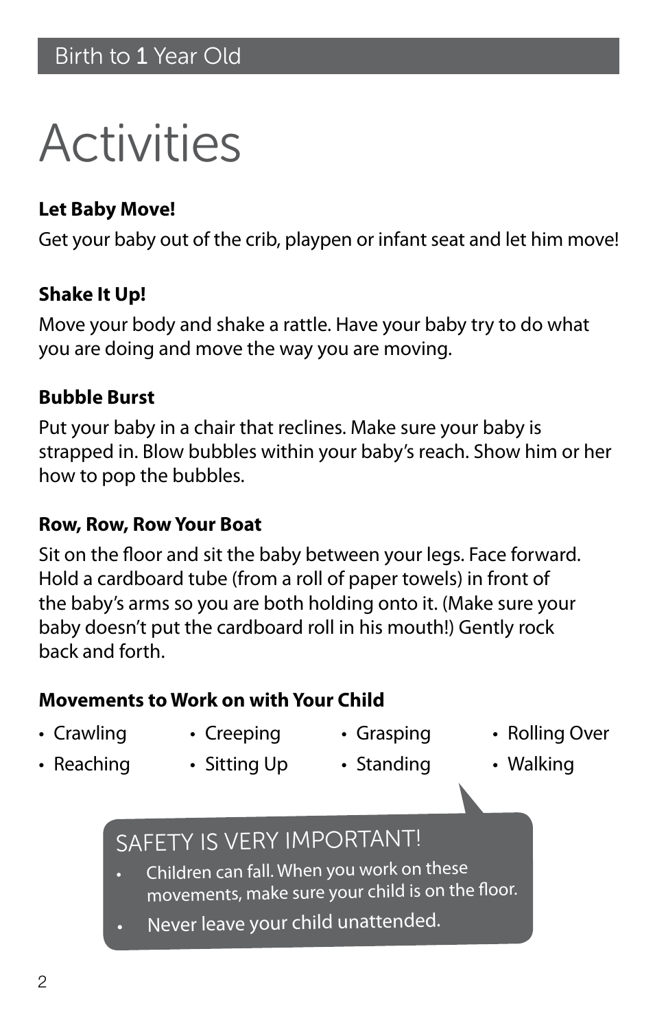Birth to 1 Year Old

# Activities

**Let Baby Move!**

Get your baby out of the crib, playpen or infant seat and let him move!

**Shake It Up!**

Move your body and shake a rattle. Have your baby try to do what you are doing and move the way you are moving.

**Bubble Burst**

Put your baby in a chair that reclines. Make sure your baby is strapped in. Blow bubbles within your baby's reach. Show him or her how to pop the bubbles.

**Row, Row, Row Your Boat**

Sit on the floor and sit the baby between your legs. Face forward. Hold a cardboard tube (from a roll of paper towels) in front of the baby's arms so you are both holding onto it. (Make sure your baby doesn't put the cardboard roll in his mouth!) Gently rock back and forth.

**Movements to Work on with Your Child**

- Crawling
- Creeping
- Grasping
- Rolling Over
- Reaching
- Sitting Up
- Standing
- Walking

SAFETY IS VERY IMPORTANT!

- Children can fall. When you work on these movements, make sure your child is on the floor.
- Never leave your child unattended.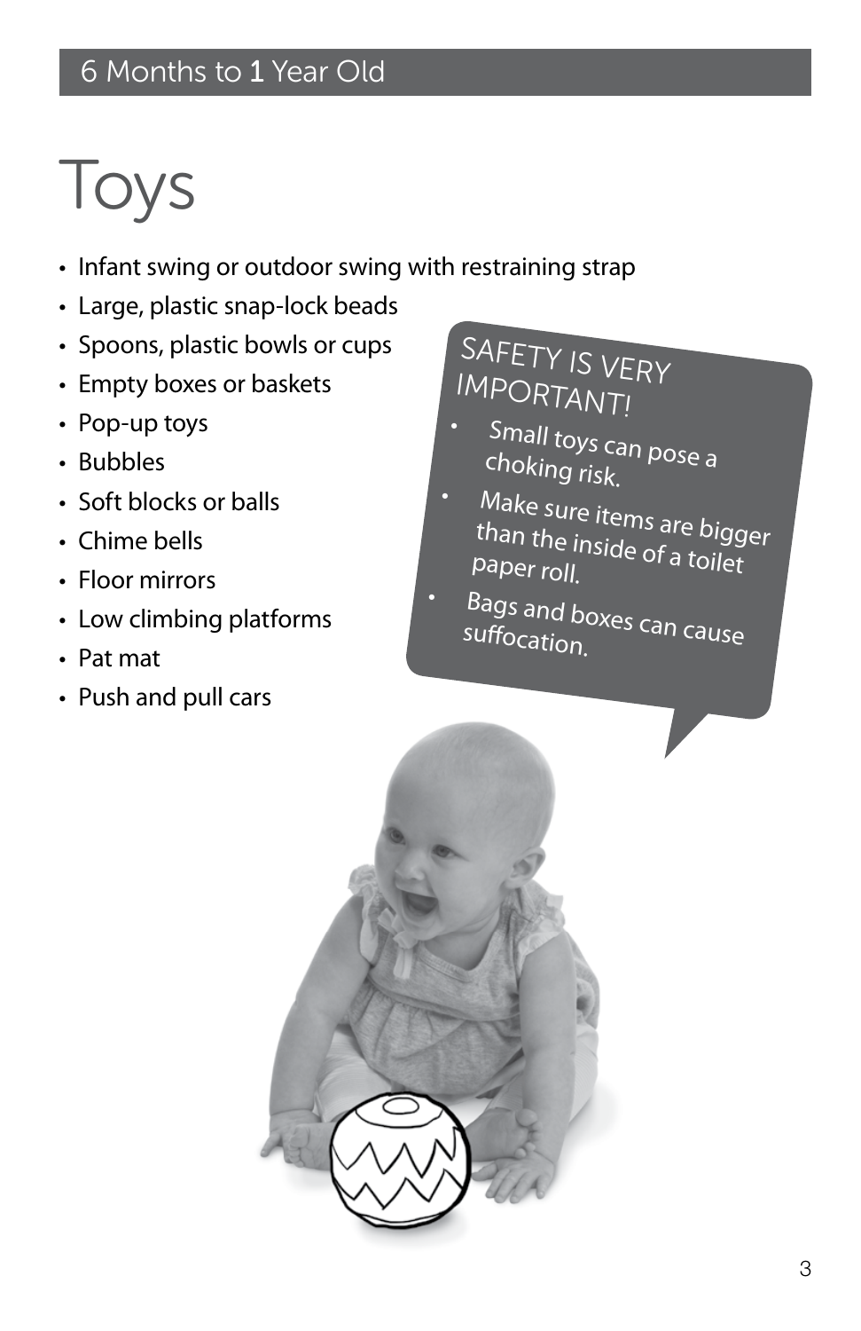6 Months to 1 Year Old

# Toys

- Infant swing or outdoor swing with restraining strap
- Large, plastic snap-lock beads
- Spoons, plastic bowls or cups
- Empty boxes or baskets
- Pop-up toys
- Bubbles
- Soft blocks or balls
- Chime bells
- Floor mirrors
- Low climbing platforms
- Pat mat
- Push and pull cars

SAFETY IS VERY IMPORTANT!

- Small toys can pose a choking risk.
- Make sure items are bigger than the inside of a toilet paper roll.
- Bags and boxes can cause suffocation.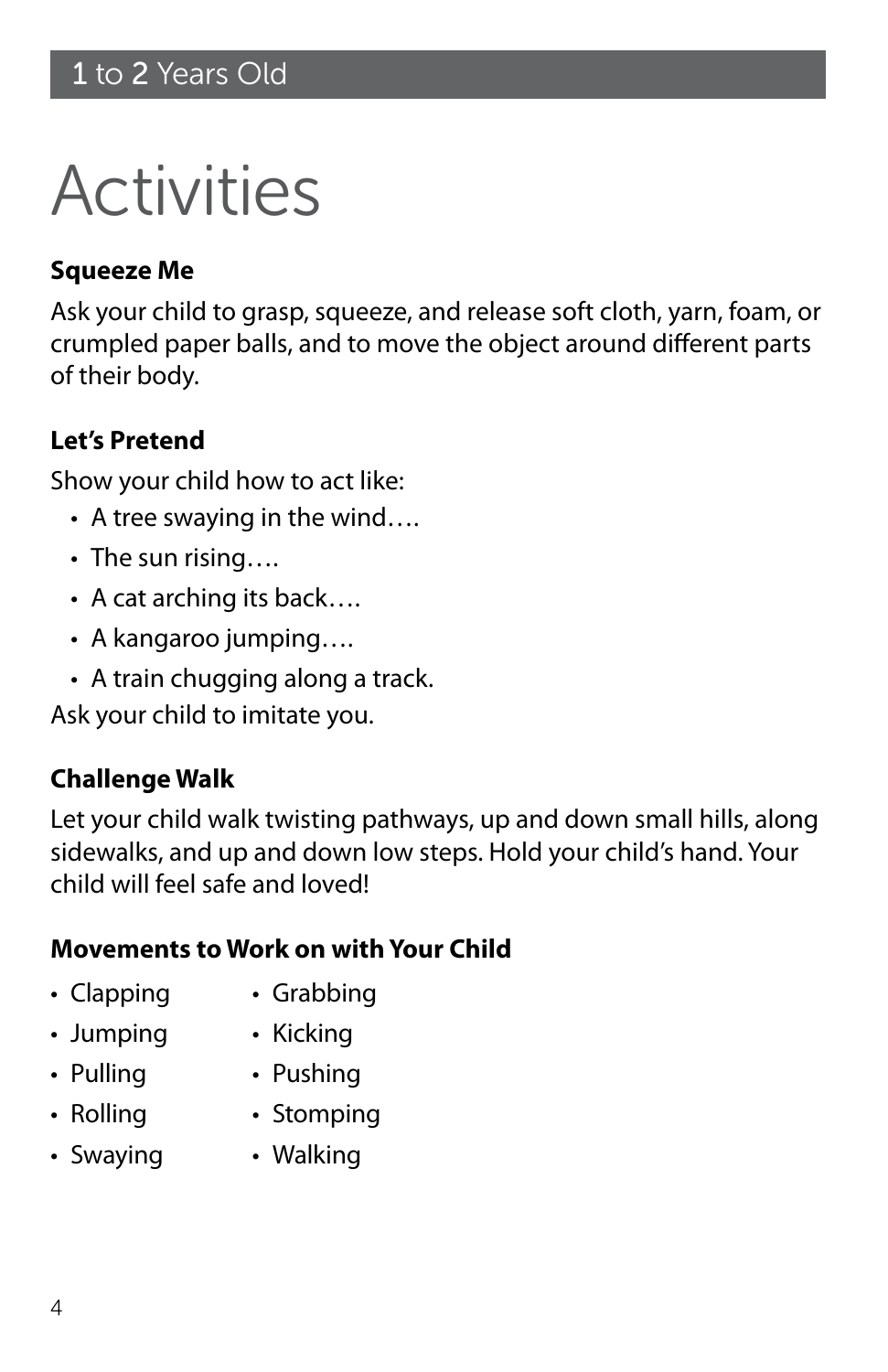## 1 to 2 Years Old

# Activities

**Squeeze Me**

Ask your child to grasp, squeeze, and release soft cloth, yarn, foam, or crumpled paper balls, and to move the object around different parts of their body.

**Let's Pretend**

Show your child how to act like:

- A tree swaying in the wind….
- The sun rising….
- A cat arching its back….
- A kangaroo jumping….
- A train chugging along a track.

Ask your child to imitate you.

**Challenge Walk**

Let your child walk twisting pathways, up and down small hills, along sidewalks, and up and down low steps. Hold your child's hand. Your child will feel safe and loved!

**Movements to Work on with Your Child**

- Clapping
- Jumping
- Pulling
- Rolling
- Swaying
- Grabbing
- Kicking
- Pushing
- Stomping
- Walking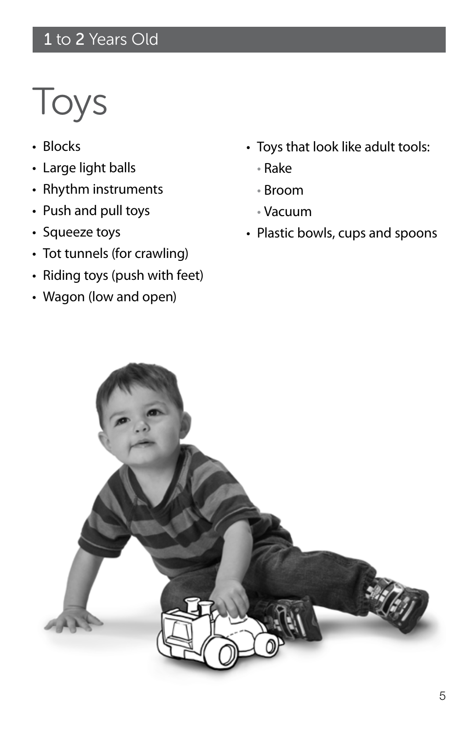# Toys

- Blocks
- Large light balls
- Rhythm instruments
- Push and pull toys
- Squeeze toys
- Tot tunnels (for crawling)
- Riding toys (push with feet)
- Wagon (low and open)
- Toys that look like adult tools:
  - Rake
  - Broom
  - Vacuum
- Plastic bowls, cups and spoons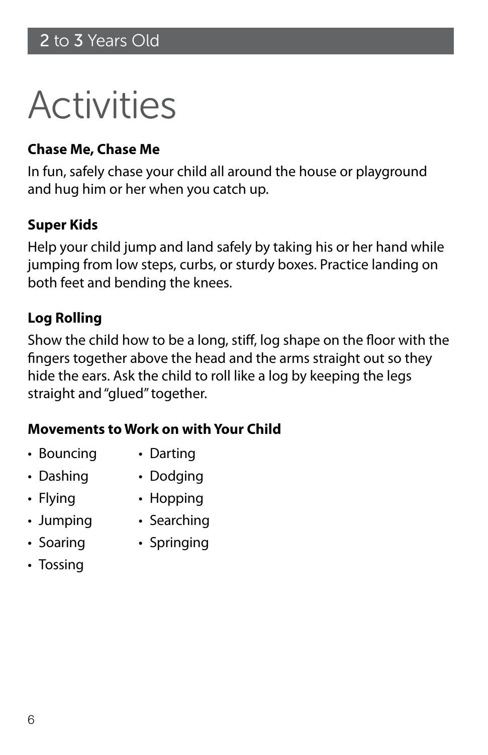## 2 to 3 Years Old

# Activities

**Chase Me, Chase Me**

In fun, safely chase your child all around the house or playground and hug him or her when you catch up.

**Super Kids**

Help your child jump and land safely by taking his or her hand while jumping from low steps, curbs, or sturdy boxes. Practice landing on both feet and bending the knees.

**Log Rolling**

Show the child how to be a long, stiff, log shape on the floor with the fingers together above the head and the arms straight out so they hide the ears. Ask the child to roll like a log by keeping the legs straight and "glued" together.

**Movements to Work on with Your Child**

- Bouncing
- Dashing
- Flying
- Jumping
- Soaring
- Tossing
- Darting
- Dodging
- Hopping
- Searching
- Springing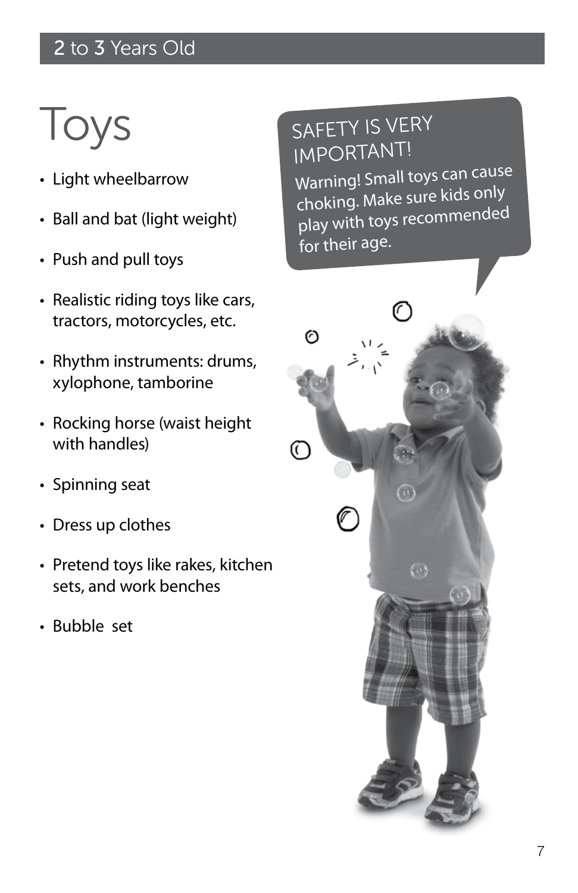## 2 to 3 Years Old

# Toys

- Light wheelbarrow
- Ball and bat (light weight)
- Push and pull toys
- Realistic riding toys like cars, tractors, motorcycles, etc.
- Rhythm instruments: drums, xylophone, tamborine
- Rocking horse (waist height with handles)
- Spinning seat
- Dress up clothes
- Pretend toys like rakes, kitchen sets, and work benches
- Bubble set

SAFETY IS VERY IMPORTANT!

Warning! Small toys can cause choking. Make sure kids only play with toys recommended for their age.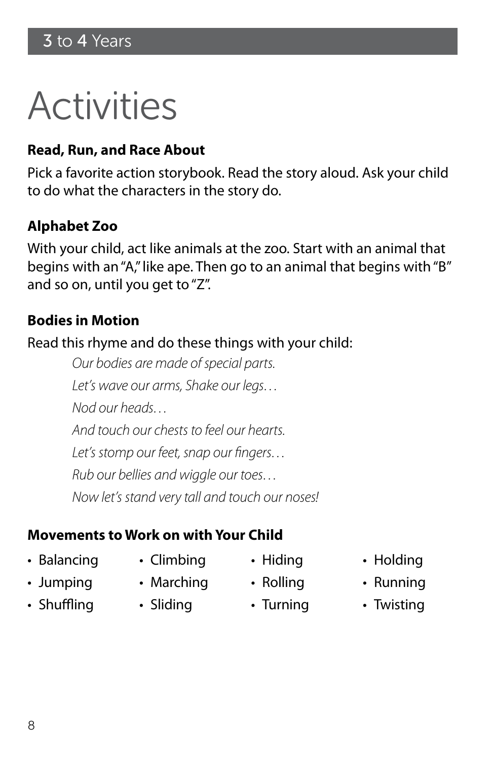3 to 4 Years

# Activities

### Read, Run, and Race About

Pick a favorite action storybook. Read the story aloud. Ask your child to do what the characters in the story do.

### Alphabet Zoo

With your child, act like animals at the zoo. Start with an animal that begins with an "A," like ape. Then go to an animal that begins with "B" and so on, until you get to "Z".

### Bodies in Motion

Read this rhyme and do these things with your child:

*Our bodies are made of special parts.*

*Let's wave our arms, Shake our legs…*

*Nod our heads…*

*And touch our chests to feel our hearts.*

*Let's stomp our feet, snap our fingers…*

*Rub our bellies and wiggle our toes…*

*Now let's stand very tall and touch our noses!*

### Movements to Work on with Your Child

- Balancing
- Climbing
- Hiding
- Holding
- Jumping
- Marching
- Rolling
- Running
- Shuffling
- Sliding
- Turning
- Twisting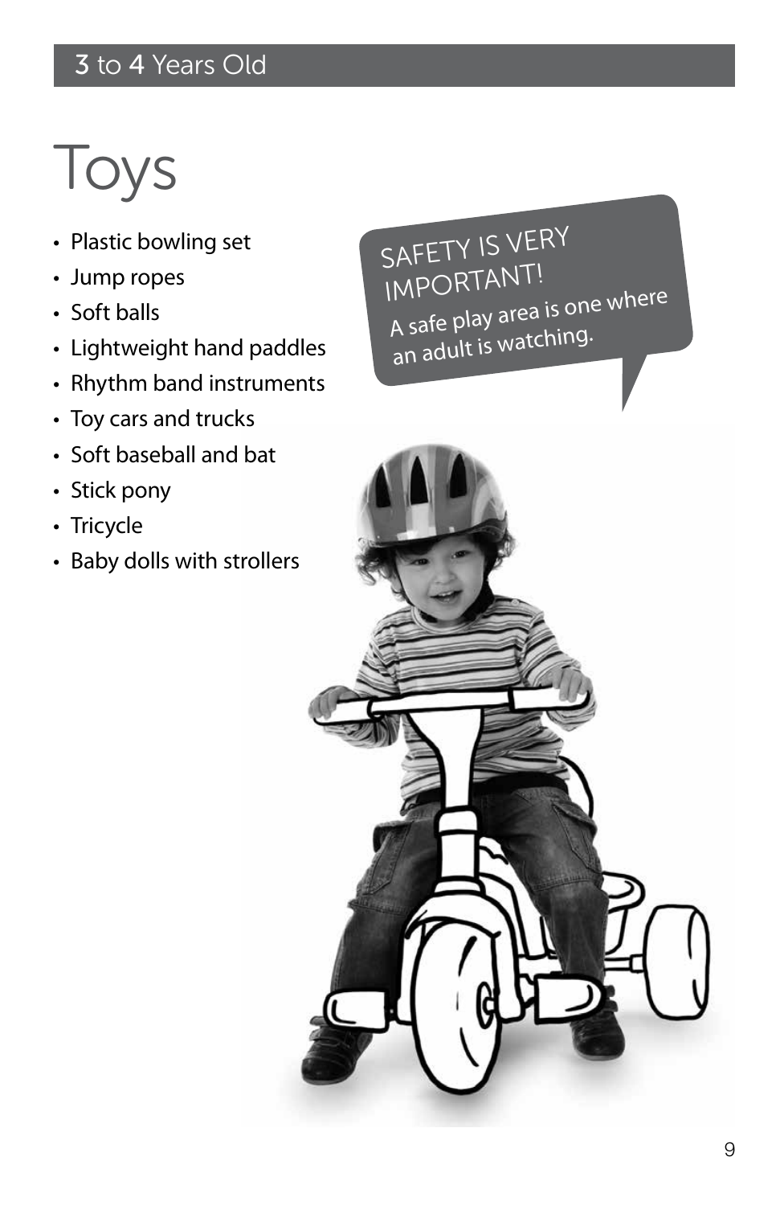## 3 to 4 Years Old

# Toys

- Plastic bowling set
- Jump ropes
- Soft balls
- Lightweight hand paddles
- Rhythm band instruments
- Toy cars and trucks
- Soft baseball and bat
- Stick pony
- Tricycle
- Baby dolls with strollers

SAFETY IS VERY IMPORTANT!

A safe play area is one where an adult is watching.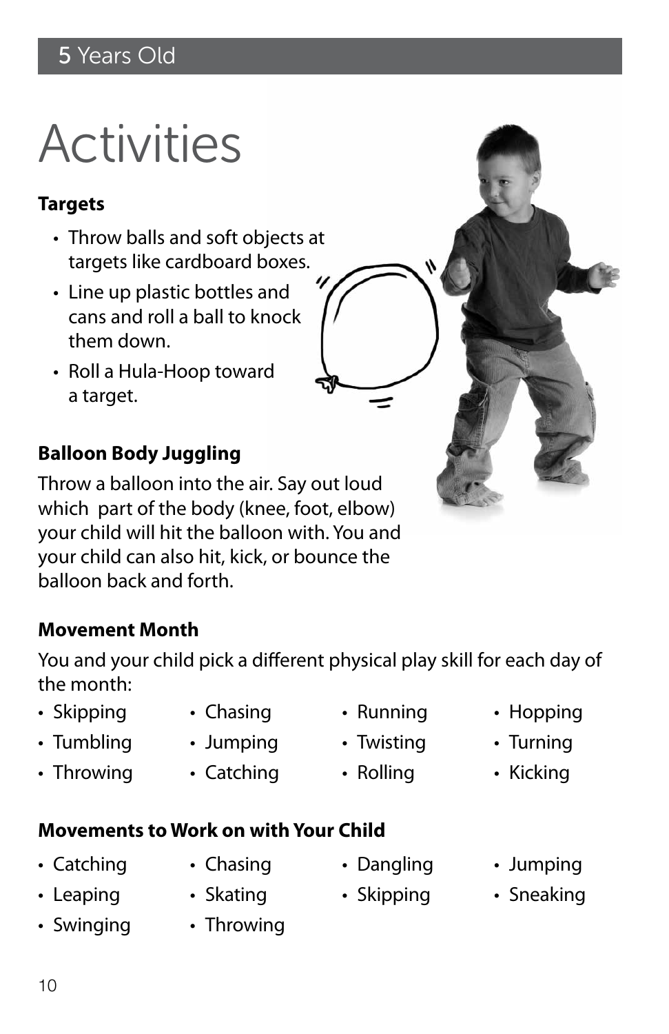# Activities

**Targets**

- Throw balls and soft objects at targets like cardboard boxes.
- Line up plastic bottles and cans and roll a ball to knock them down.
- Roll a Hula-Hoop toward a target.

**Balloon Body Juggling**

Throw a balloon into the air. Say out loud which part of the body (knee, foot, elbow) your child will hit the balloon with. You and your child can also hit, kick, or bounce the balloon back and forth.

**Movement Month**

You and your child pick a different physical play skill for each day of the month:

- Skipping
- Tumbling
- Throwing
- Chasing
- Jumping
- Catching
- Running
- Twisting
- Rolling
- Hopping
- Turning
- Kicking

**Movements to Work on with Your Child**

- Catching
- Leaping
- Swinging
- Chasing
- Skating
- Throwing
- Dangling
- Skipping
- Jumping
- Sneaking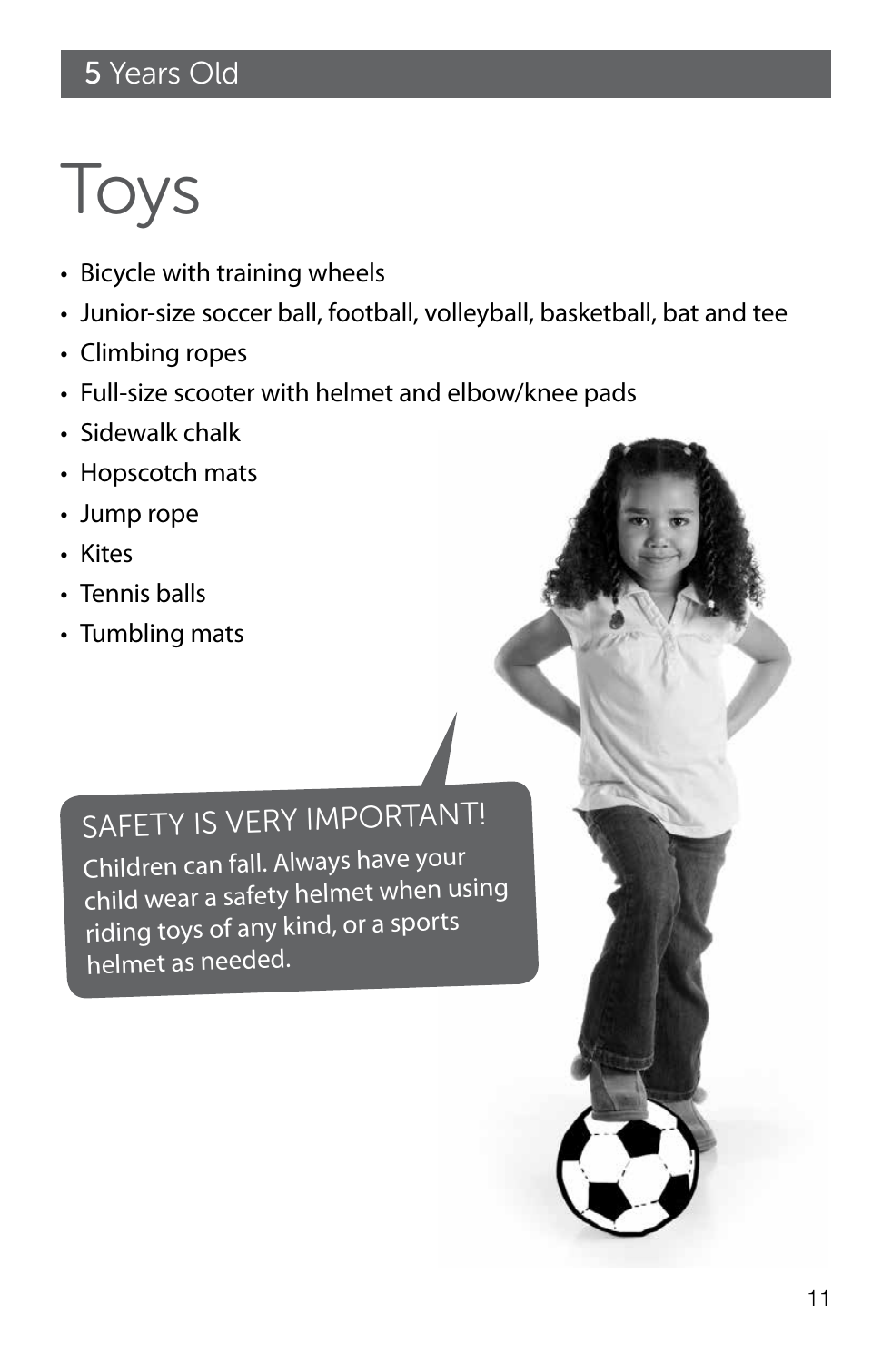5 Years Old

# Toys

- Bicycle with training wheels
- Junior-size soccer ball, football, volleyball, basketball, bat and tee
- Climbing ropes
- Full-size scooter with helmet and elbow/knee pads
- Sidewalk chalk
- Hopscotch mats
- Jump rope
- Kites
- Tennis balls
- Tumbling mats

## SAFETY IS VERY IMPORTANT!

Children can fall. Always have your child wear a safety helmet when using riding toys of any kind, or a sports helmet as needed.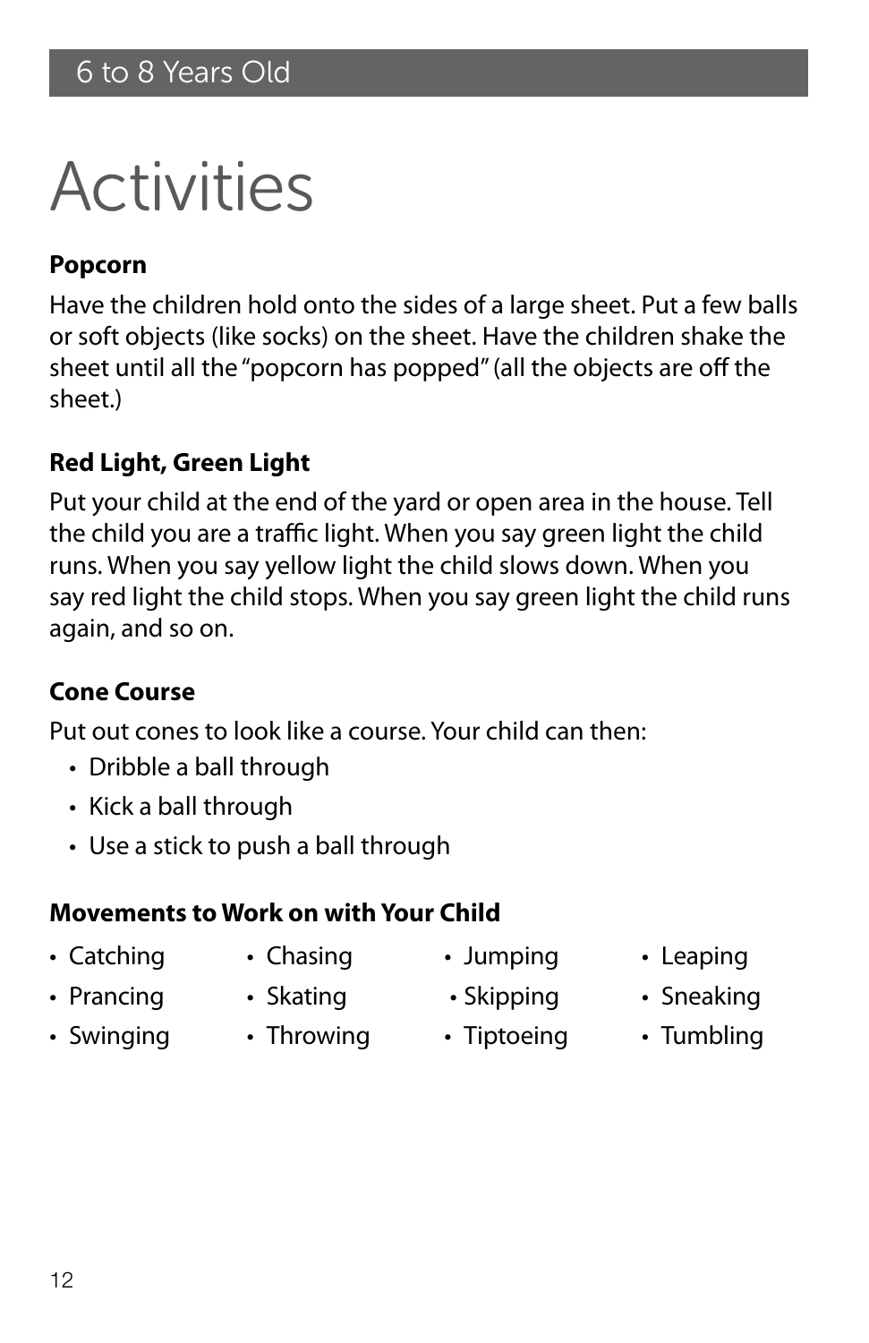6 to 8 Years Old

# Activities

**Popcorn**

Have the children hold onto the sides of a large sheet. Put a few balls or soft objects (like socks) on the sheet. Have the children shake the sheet until all the "popcorn has popped" (all the objects are off the sheet.)

**Red Light, Green Light**

Put your child at the end of the yard or open area in the house. Tell the child you are a traffic light. When you say green light the child runs. When you say yellow light the child slows down. When you say red light the child stops. When you say green light the child runs again, and so on.

**Cone Course**

Put out cones to look like a course. Your child can then:

- Dribble a ball through
- Kick a ball through
- Use a stick to push a ball through

**Movements to Work on with Your Child**

- Catching
- Chasing
- Jumping
- Leaping
- Prancing
- Skating
- Skipping
- Sneaking
- Swinging
- Throwing
- Tiptoeing
- Tumbling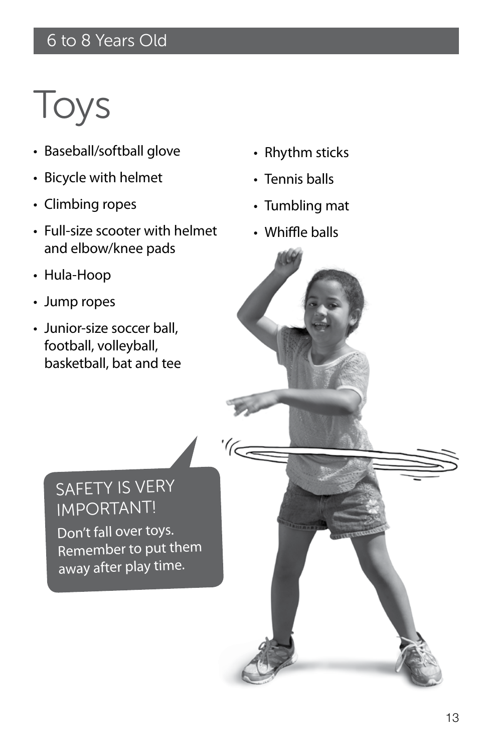# Toys

- Baseball/softball glove
- Bicycle with helmet
- Climbing ropes
- Full-size scooter with helmet and elbow/knee pads
- Hula-Hoop
- Jump ropes
- Junior-size soccer ball, football, volleyball, basketball, bat and tee
- Rhythm sticks
- Tennis balls
- Tumbling mat
- Whiffle balls

SAFETY IS VERY IMPORTANT!

Don't fall over toys. Remember to put them away after play time.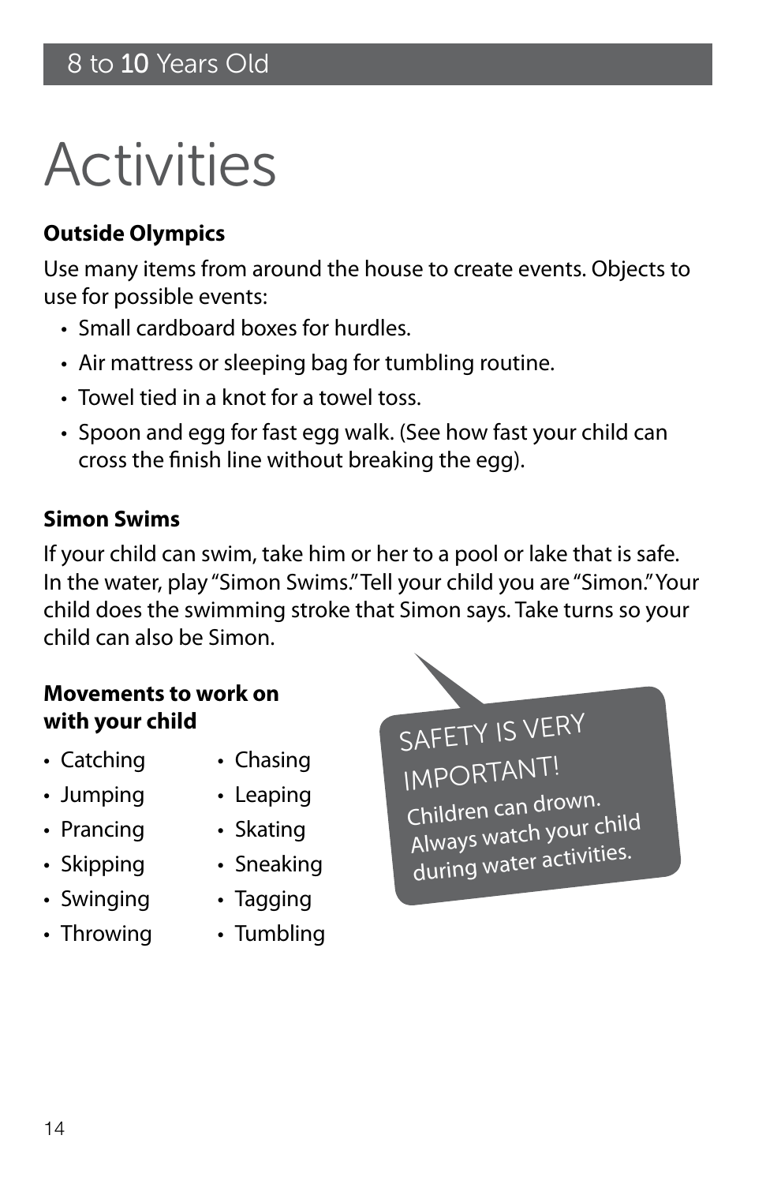8 to 10 Years Old

# Activities

**Outside Olympics**

Use many items from around the house to create events. Objects to use for possible events:

- Small cardboard boxes for hurdles.
- Air mattress or sleeping bag for tumbling routine.
- Towel tied in a knot for a towel toss.
- Spoon and egg for fast egg walk. (See how fast your child can cross the finish line without breaking the egg).

**Simon Swims**

If your child can swim, take him or her to a pool or lake that is safe. In the water, play "Simon Swims." Tell your child you are "Simon." Your child does the swimming stroke that Simon says. Take turns so your child can also be Simon.

**Movements to work on with your child**

- Catching
- Jumping
- Prancing
- Skipping
- Swinging
- Throwing
- Chasing
- Leaping
- Skating
- Sneaking
- Tagging
- Tumbling

SAFETY IS VERY IMPORTANT!

Children can drown. Always watch your child during water activities.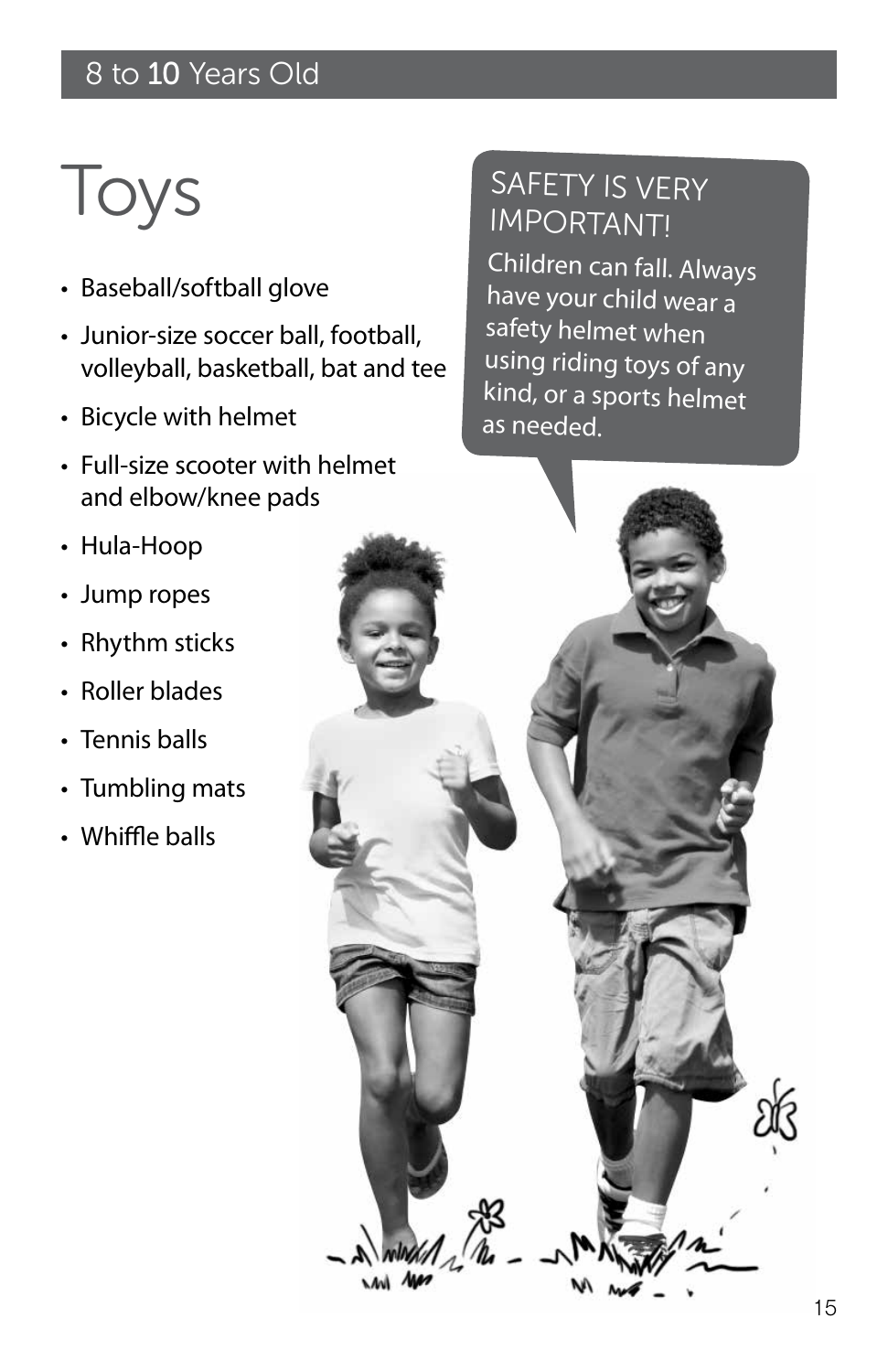8 to 10 Years Old

# Toys

- Baseball/softball glove
- Junior-size soccer ball, football, volleyball, basketball, bat and tee
- Bicycle with helmet
- Full-size scooter with helmet and elbow/knee pads
- Hula-Hoop
- Jump ropes
- Rhythm sticks
- Roller blades
- Tennis balls
- Tumbling mats
- Whiffle balls

## SAFETY IS VERY IMPORTANT!

Children can fall. Always have your child wear a safety helmet when using riding toys of any kind, or a sports helmet as needed.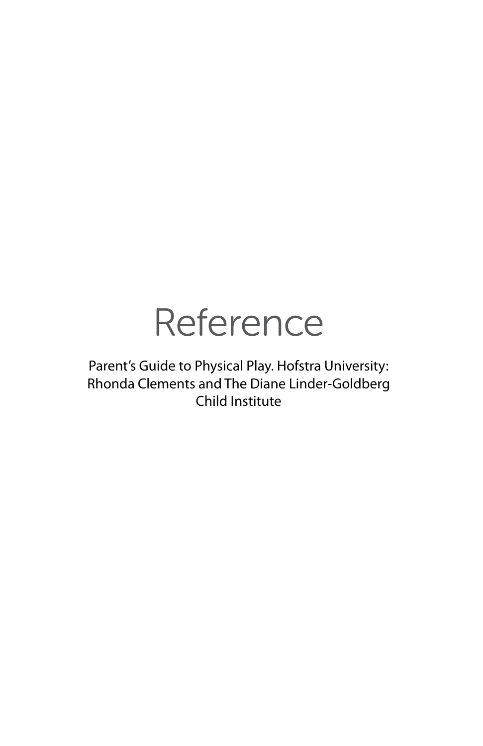# Reference

Parent's Guide to Physical Play. Hofstra University: Rhonda Clements and The Diane Linder-Goldberg Child Institute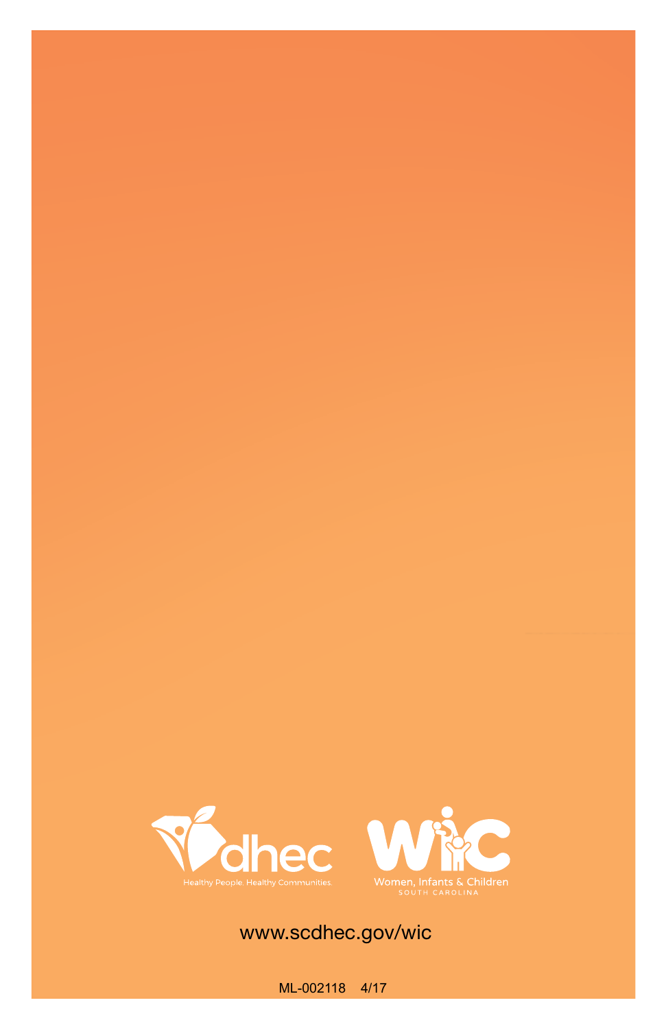dhec

Healthy People. Healthy Communities.

WIC

Women, Infants & Children

SOUTH CAROLINA

www.scdhec.gov/wic

ML-002118 4/17